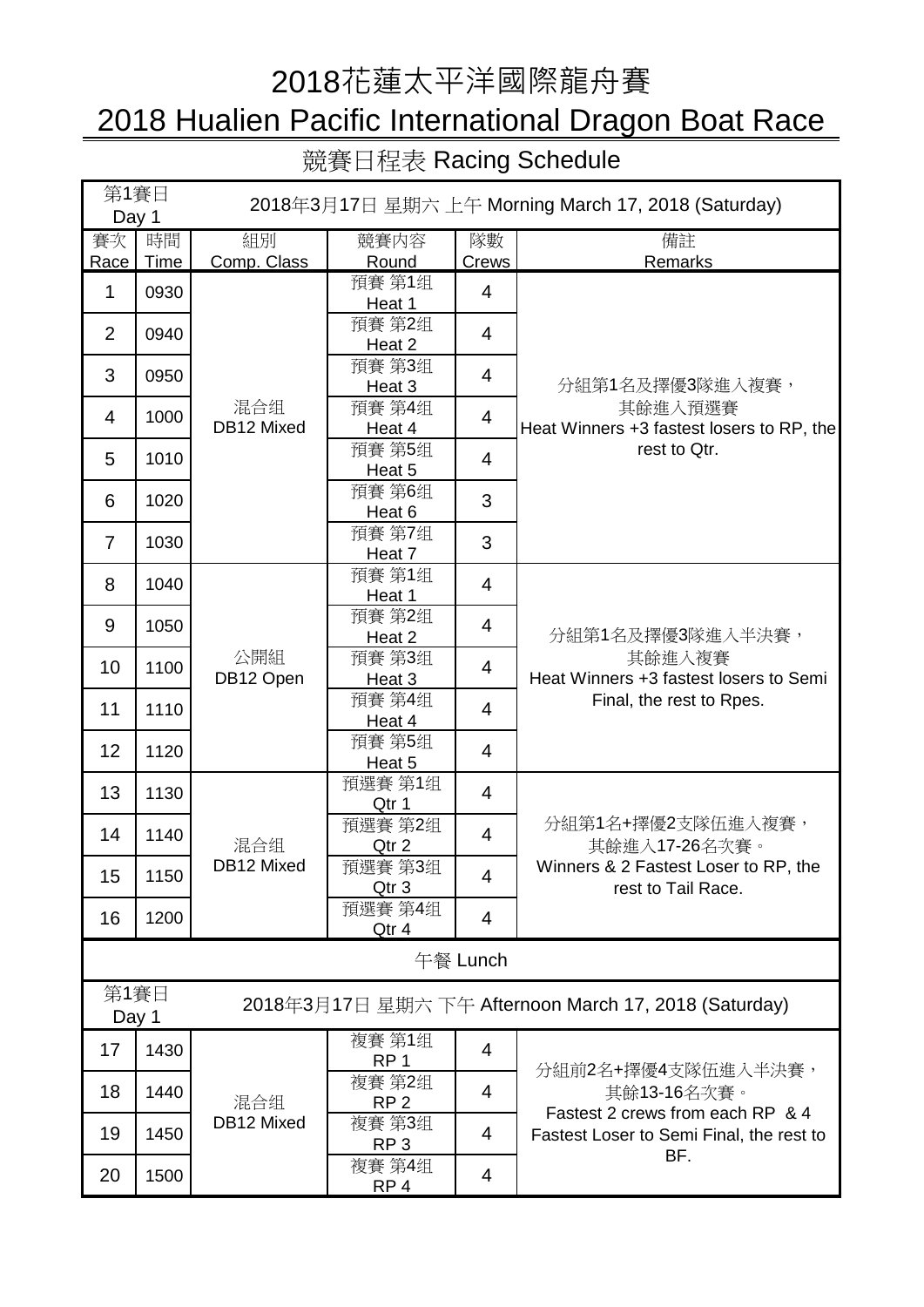# 2018花蓮太平洋國際龍舟賽

# 2018 Hualien Pacific International Dragon Boat Race

## 競賽日程表 Racing Schedule

| 第1賽日 Day 1 | 2018年3月17日 星期六 上午 Morning March 17, 2018 (Saturday) | | | | |
|---|---|---|---|---|---|
| 賽次 Race | 時間 Time | 組別 Comp. Class | 競賽內容 Round | 隊數 Crews | 備註 Remarks |
| 1 | 0930 | 混合组 DB12 Mixed | 預賽 第1组 Heat 1 | 4 | 分組第1名及擇優3隊進入複賽，其餘進入預選賽 Heat Winners +3 fastest losers to RP, the rest to Qtr. |
| 2 | 0940 | | 預賽 第2组 Heat 2 | 4 | |
| 3 | 0950 | | 預賽 第3组 Heat 3 | 4 | |
| 4 | 1000 | | 預賽 第4组 Heat 4 | 4 | |
| 5 | 1010 | | 預賽 第5组 Heat 5 | 4 | |
| 6 | 1020 | | 預賽 第6组 Heat 6 | 3 | |
| 7 | 1030 | | 預賽 第7组 Heat 7 | 3 | |
| 8 | 1040 | 公開組 DB12 Open | 預賽 第1组 Heat 1 | 4 | 分組第1名及擇優3隊進入半決賽，其餘進入複賽 Heat Winners +3 fastest losers to Semi Final, the rest to Rpes. |
| 9 | 1050 | | 預賽 第2组 Heat 2 | 4 | |
| 10 | 1100 | | 預賽 第3组 Heat 3 | 4 | |
| 11 | 1110 | | 預賽 第4组 Heat 4 | 4 | |
| 12 | 1120 | | 預賽 第5组 Heat 5 | 4 | |
| 13 | 1130 | 混合组 DB12 Mixed | 預選賽 第1组 Qtr 1 | 4 | 分組第1名+擇優2支隊伍進入複賽，其餘進入17-26名次賽。 Winners & 2 Fastest Loser to RP, the rest to Tail Race. |
| 14 | 1140 | | 預選賽 第2组 Qtr 2 | 4 | |
| 15 | 1150 | | 預選賽 第3组 Qtr 3 | 4 | |
| 16 | 1200 | | 預選賽 第4组 Qtr 4 | 4 | |
| 午餐 Lunch | | | | | |
| 第1賽日 Day 1 | 2018年3月17日 星期六 下午 Afternoon March 17, 2018 (Saturday) | | | | |
| 17 | 1430 | 混合组 DB12 Mixed | 複賽 第1组 RP 1 | 4 | 分組前2名+擇優4支隊伍進入半決賽，其餘13-16名次賽。 Fastest 2 crews from each RP & 4 Fastest Loser to Semi Final, the rest to BF. |
| 18 | 1440 | | 複賽 第2组 RP 2 | 4 | |
| 19 | 1450 | | 複賽 第3组 RP 3 | 4 | |
| 20 | 1500 | | 複賽 第4组 RP 4 | 4 | |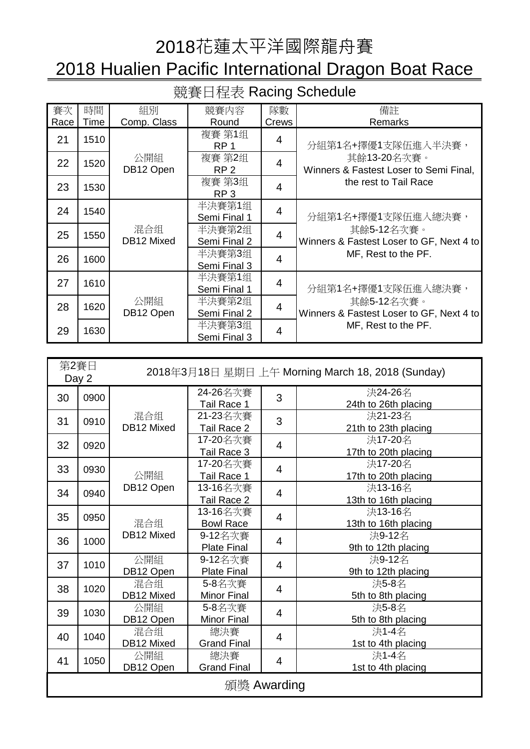# 2018花蓮太平洋國際龍舟賽

# 2018 Hualien Pacific International Dragon Boat Race

## 競賽日程表 Racing Schedule

| 賽次 Race | 時間 Time | 組別 Comp. Class | 競賽內容 Round | 隊數 Crews | 備註 Remarks |
|---|---|---|---|---|---|
| 21 | 1510 | 公開組 DB12 Open | 複賽 第1组 RP 1 | 4 | 分組第1名+擇優1支隊伍進入半決賽，其餘13-20名次賽。 Winners & Fastest Loser to Semi Final, the rest to Tail Race |
| 22 | 1520 | | 複賽 第2组 RP 2 | 4 | |
| 23 | 1530 | | 複賽 第3组 RP 3 | 4 | |
| 24 | 1540 | 混合组 DB12 Mixed | 半決賽第1组 Semi Final 1 | 4 | 分組第1名+擇優1支隊伍進入總決賽，其餘5-12名次賽。 Winners & Fastest Loser to GF, Next 4 to MF, Rest to the PF. |
| 25 | 1550 | | 半決賽第2组 Semi Final 2 | 4 | |
| 26 | 1600 | | 半決賽第3组 Semi Final 3 | 4 | |
| 27 | 1610 | 公開組 DB12 Open | 半決賽第1组 Semi Final 1 | 4 | 分組第1名+擇優1支隊伍進入總決賽，其餘5-12名次賽。 Winners & Fastest Loser to GF, Next 4 to MF, Rest to the PF. |
| 28 | 1620 | | 半決賽第2组 Semi Final 2 | 4 | |
| 29 | 1630 | | 半決賽第3组 Semi Final 3 | 4 | |

| 第2賽日 Day 2 | 2018年3月18日 星期日 上午 Morning March 18, 2018 (Sunday) | | | | |
|---|---|---|---|---|---|
| 30 | 0900 | 混合组 DB12 Mixed | 24-26名次賽 Tail Race 1 | 3 | 決24-26名 24th to 26th placing |
| 31 | 0910 | | 21-23名次賽 Tail Race 2 | 3 | 決21-23名 21th to 23th placing |
| 32 | 0920 | | 17-20名次賽 Tail Race 3 | 4 | 決17-20名 17th to 20th placing |
| 33 | 0930 | 公開組 DB12 Open | 17-20名次賽 Tail Race 1 | 4 | 決17-20名 17th to 20th placing |
| 34 | 0940 | | 13-16名次賽 Tail Race 2 | 4 | 決13-16名 13th to 16th placing |
| 35 | 0950 | 混合组 DB12 Mixed | 13-16名次賽 Bowl Race | 4 | 決13-16名 13th to 16th placing |
| 36 | 1000 | | 9-12名次賽 Plate Final | 4 | 決9-12名 9th to 12th placing |
| 37 | 1010 | 公開組 DB12 Open | 9-12名次賽 Plate Final | 4 | 決9-12名 9th to 12th placing |
| 38 | 1020 | 混合组 DB12 Mixed | 5-8名次賽 Minor Final | 4 | 決5-8名 5th to 8th placing |
| 39 | 1030 | 公開組 DB12 Open | 5-8名次賽 Minor Final | 4 | 決5-8名 5th to 8th placing |
| 40 | 1040 | 混合组 DB12 Mixed | 總決賽 Grand Final | 4 | 決1-4名 1st to 4th placing |
| 41 | 1050 | 公開組 DB12 Open | 總決賽 Grand Final | 4 | 決1-4名 1st to 4th placing |
| 頒獎 Awarding | | | | | |